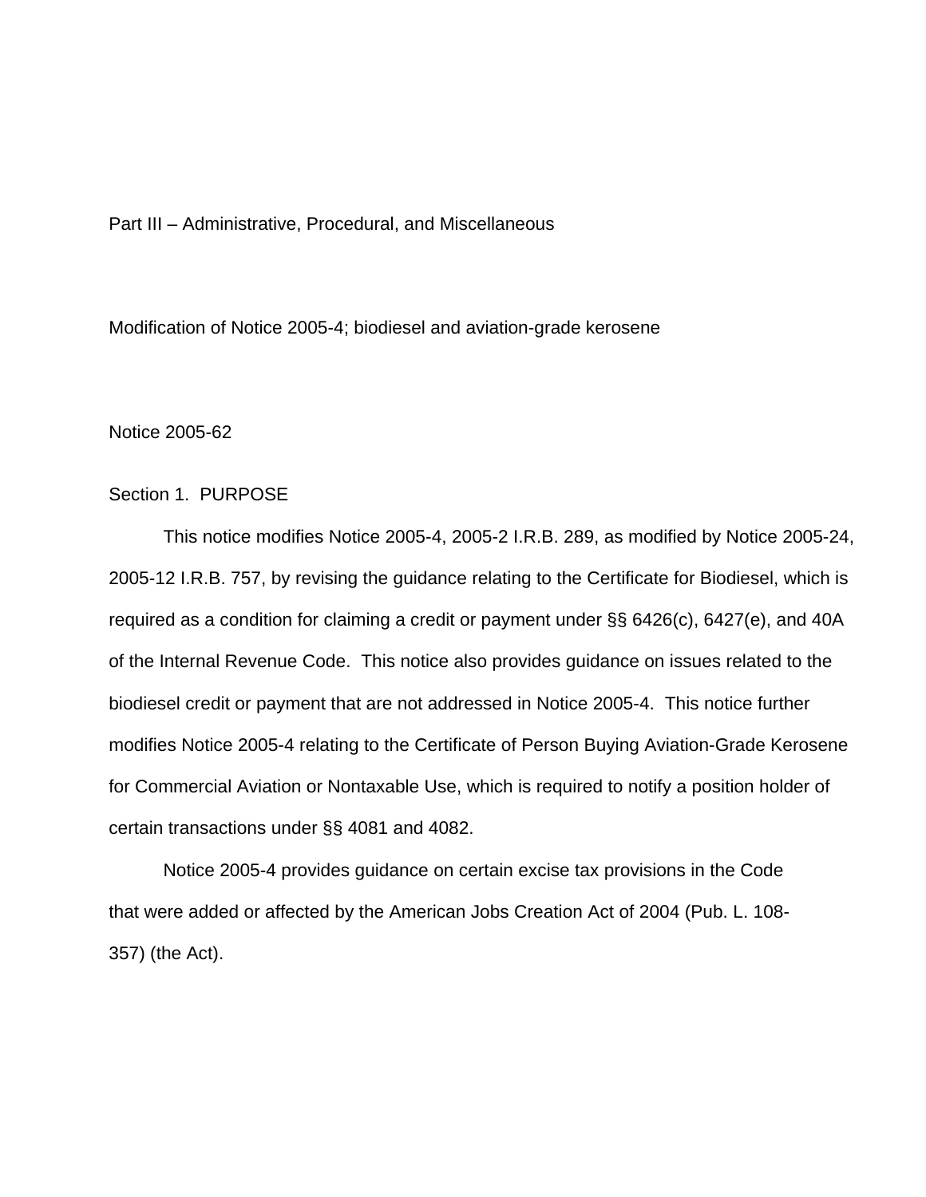Part III – Administrative, Procedural, and Miscellaneous

# Modification of Notice 2005-4; biodiesel and aviation-grade kerosene

Notice 2005-62

## Section 1. PURPOSE

This notice modifies Notice 2005-4, 2005-2 I.R.B. 289, as modified by Notice 2005-24, 2005-12 I.R.B. 757, by revising the guidance relating to the Certificate for Biodiesel, which is required as a condition for claiming a credit or payment under §§ 6426(c), 6427(e), and 40A of the Internal Revenue Code. This notice also provides guidance on issues related to the biodiesel credit or payment that are not addressed in Notice 2005-4. This notice further modifies Notice 2005-4 relating to the Certificate of Person Buying Aviation-Grade Kerosene for Commercial Aviation or Nontaxable Use, which is required to notify a position holder of certain transactions under §§ 4081 and 4082.

Notice 2005-4 provides guidance on certain excise tax provisions in the Code that were added or affected by the American Jobs Creation Act of 2004 (Pub. L. 108-357) (the Act).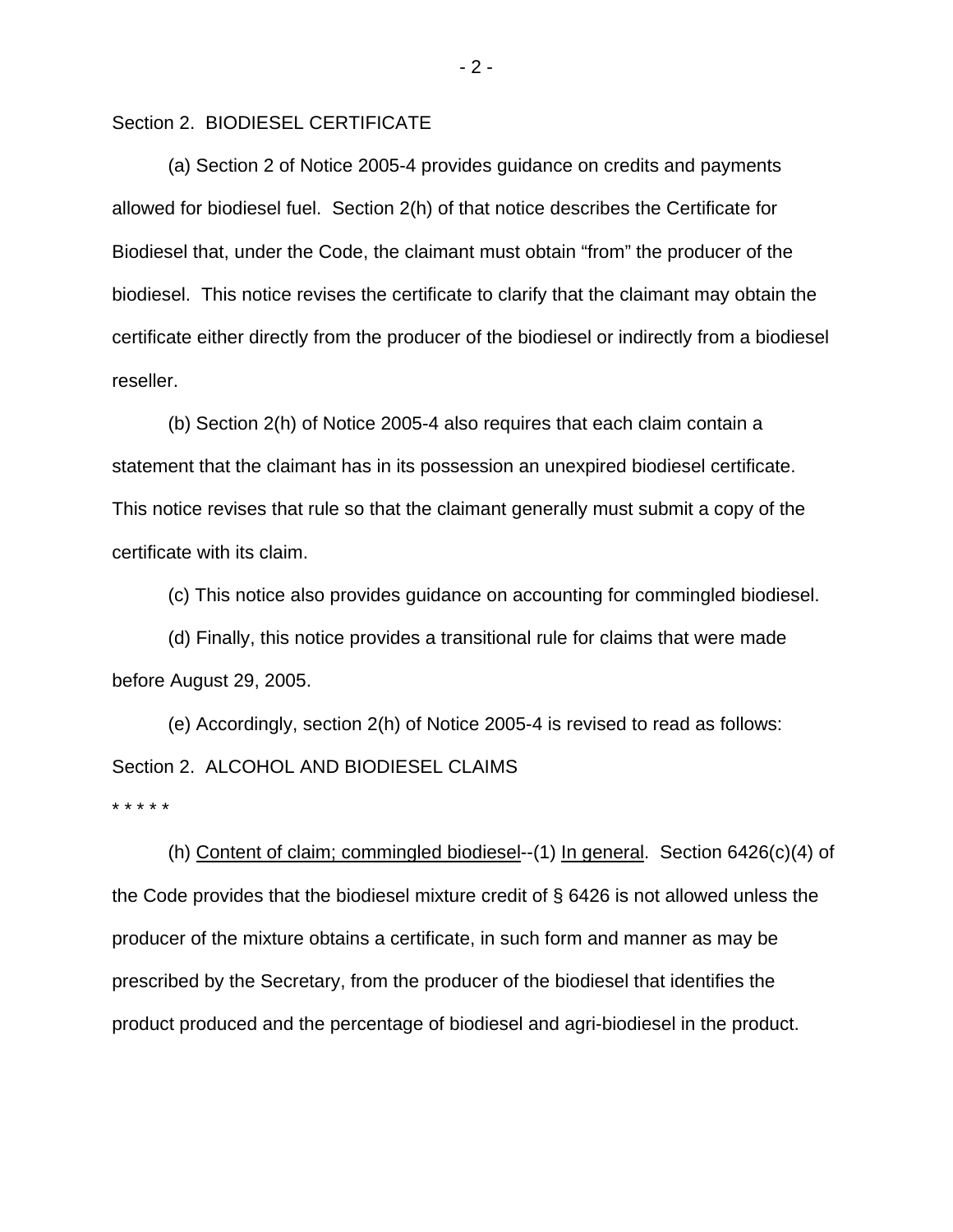Section 2. BIODIESEL CERTIFICATE

(a) Section 2 of Notice 2005-4 provides guidance on credits and payments allowed for biodiesel fuel. Section 2(h) of that notice describes the Certificate for Biodiesel that, under the Code, the claimant must obtain "from" the producer of the biodiesel. This notice revises the certificate to clarify that the claimant may obtain the certificate either directly from the producer of the biodiesel or indirectly from a biodiesel reseller.

(b) Section 2(h) of Notice 2005-4 also requires that each claim contain a statement that the claimant has in its possession an unexpired biodiesel certificate. This notice revises that rule so that the claimant generally must submit a copy of the certificate with its claim.

(c) This notice also provides guidance on accounting for commingled biodiesel.

(d) Finally, this notice provides a transitional rule for claims that were made before August 29, 2005.

(e) Accordingly, section 2(h) of Notice 2005-4 is revised to read as follows:

Section 2. ALCOHOL AND BIODIESEL CLAIMS

* * * * *

(h) Content of claim; commingled biodiesel--(1) In general. Section 6426(c)(4) of the Code provides that the biodiesel mixture credit of § 6426 is not allowed unless the producer of the mixture obtains a certificate, in such form and manner as may be prescribed by the Secretary, from the producer of the biodiesel that identifies the product produced and the percentage of biodiesel and agri-biodiesel in the product.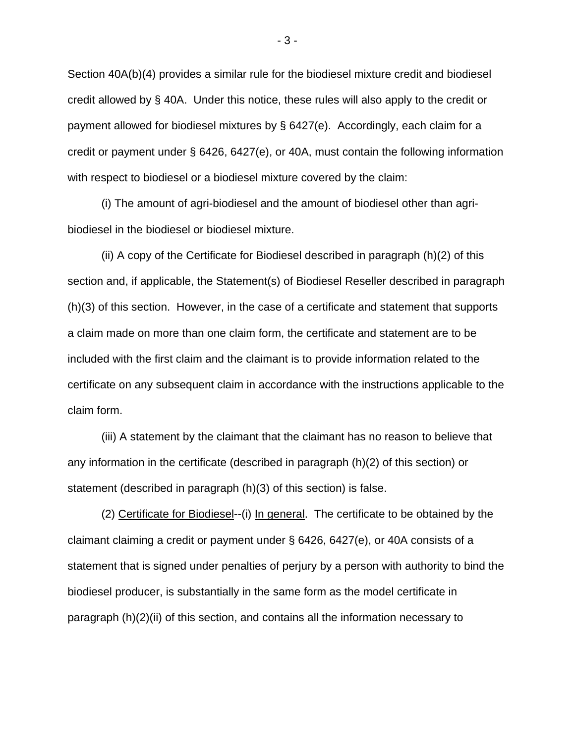Section 40A(b)(4) provides a similar rule for the biodiesel mixture credit and biodiesel credit allowed by § 40A. Under this notice, these rules will also apply to the credit or payment allowed for biodiesel mixtures by § 6427(e). Accordingly, each claim for a credit or payment under § 6426, 6427(e), or 40A, must contain the following information with respect to biodiesel or a biodiesel mixture covered by the claim:

(i) The amount of agri-biodiesel and the amount of biodiesel other than agri-biodiesel in the biodiesel or biodiesel mixture.

(ii) A copy of the Certificate for Biodiesel described in paragraph (h)(2) of this section and, if applicable, the Statement(s) of Biodiesel Reseller described in paragraph (h)(3) of this section. However, in the case of a certificate and statement that supports a claim made on more than one claim form, the certificate and statement are to be included with the first claim and the claimant is to provide information related to the certificate on any subsequent claim in accordance with the instructions applicable to the claim form.

(iii) A statement by the claimant that the claimant has no reason to believe that any information in the certificate (described in paragraph (h)(2) of this section) or statement (described in paragraph (h)(3) of this section) is false.

(2) Certificate for Biodiesel--(i) In general. The certificate to be obtained by the claimant claiming a credit or payment under § 6426, 6427(e), or 40A consists of a statement that is signed under penalties of perjury by a person with authority to bind the biodiesel producer, is substantially in the same form as the model certificate in paragraph (h)(2)(ii) of this section, and contains all the information necessary to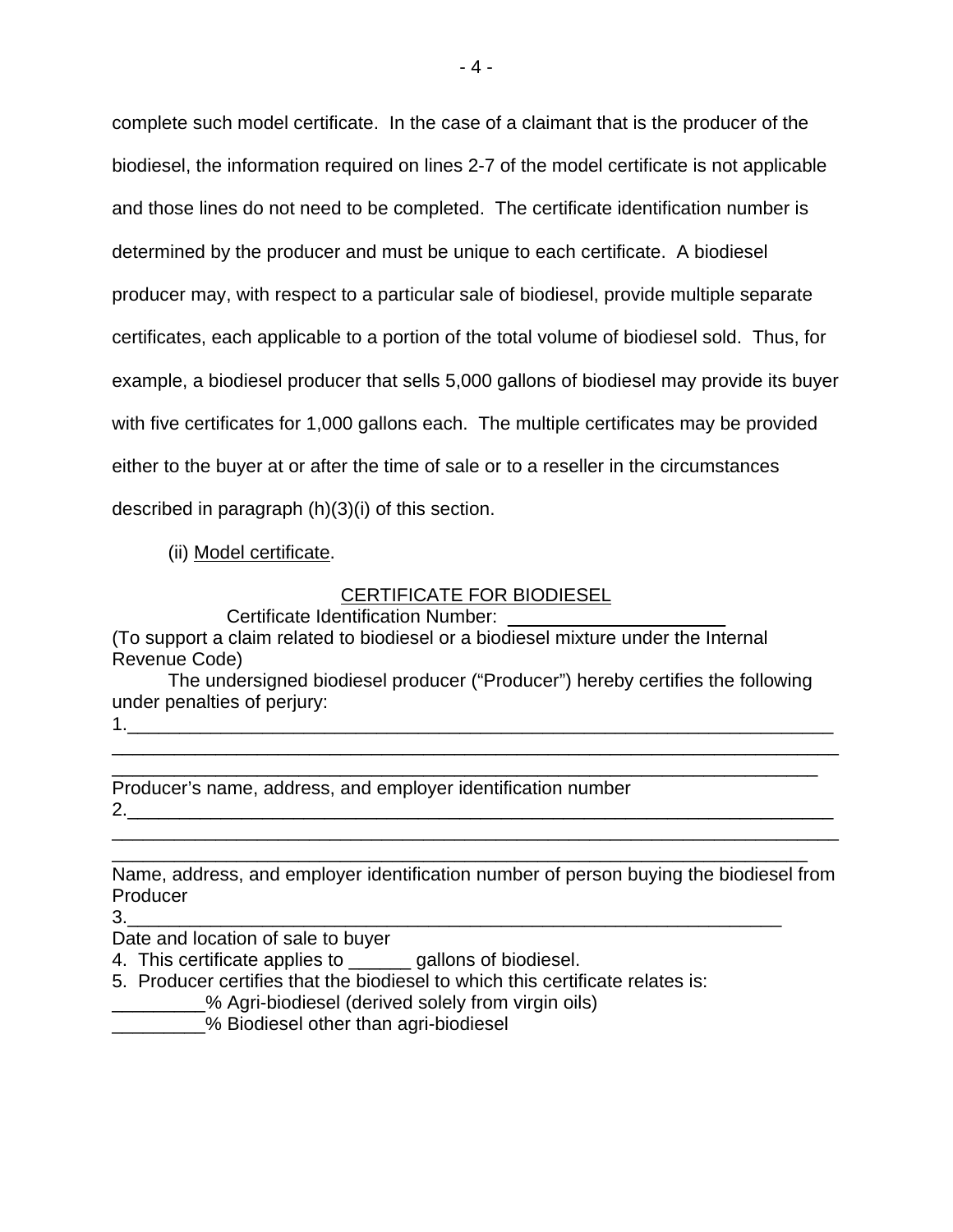complete such model certificate. In the case of a claimant that is the producer of the biodiesel, the information required on lines 2-7 of the model certificate is not applicable and those lines do not need to be completed. The certificate identification number is determined by the producer and must be unique to each certificate. A biodiesel producer may, with respect to a particular sale of biodiesel, provide multiple separate certificates, each applicable to a portion of the total volume of biodiesel sold. Thus, for example, a biodiesel producer that sells 5,000 gallons of biodiesel may provide its buyer with five certificates for 1,000 gallons each. The multiple certificates may be provided either to the buyer at or after the time of sale or to a reseller in the circumstances described in paragraph (h)(3)(i) of this section.

(ii) Model certificate.

CERTIFICATE FOR BIODIESEL

Certificate Identification Number: ____________________

(To support a claim related to biodiesel or a biodiesel mixture under the Internal Revenue Code)

The undersigned biodiesel producer ("Producer") hereby certifies the following under penalties of perjury:

1.______________________________________________________________________
________________________________________________________________________
________________________________________________________________________

Producer's name, address, and employer identification number

2.______________________________________________________________________
________________________________________________________________________
________________________________________________________________________

Name, address, and employer identification number of person buying the biodiesel from Producer

3.______________________________________________________________

Date and location of sale to buyer

4. This certificate applies to ______ gallons of biodiesel.

5. Producer certifies that the biodiesel to which this certificate relates is:

_________% Agri-biodiesel (derived solely from virgin oils)

_________% Biodiesel other than agri-biodiesel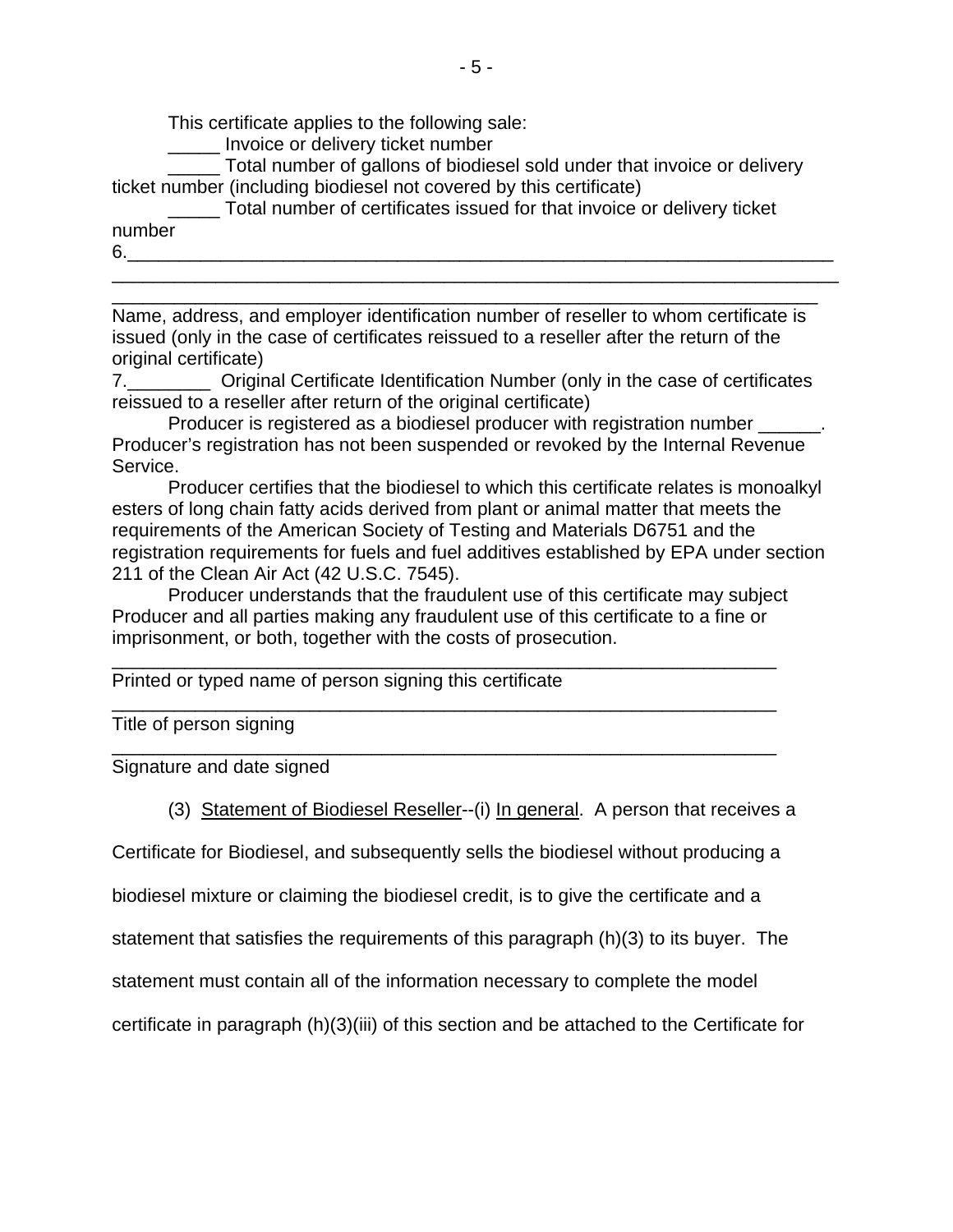This certificate applies to the following sale:

_____ Invoice or delivery ticket number

_____ Total number of gallons of biodiesel sold under that invoice or delivery ticket number (including biodiesel not covered by this certificate)

_____ Total number of certificates issued for that invoice or delivery ticket number

6.________________________________________________________________________
__________________________________________________________________________
__________________________________________________________________________

Name, address, and employer identification number of reseller to whom certificate is issued (only in the case of certificates reissued to a reseller after the return of the original certificate)

7.________ Original Certificate Identification Number (only in the case of certificates reissued to a reseller after return of the original certificate)

Producer is registered as a biodiesel producer with registration number ______. Producer's registration has not been suspended or revoked by the Internal Revenue Service.

Producer certifies that the biodiesel to which this certificate relates is monoalkyl esters of long chain fatty acids derived from plant or animal matter that meets the requirements of the American Society of Testing and Materials D6751 and the registration requirements for fuels and fuel additives established by EPA under section 211 of the Clean Air Act (42 U.S.C. 7545).

Producer understands that the fraudulent use of this certificate may subject Producer and all parties making any fraudulent use of this certificate to a fine or imprisonment, or both, together with the costs of prosecution.

__________________________________________________________________
Printed or typed name of person signing this certificate

__________________________________________________________________
Title of person signing

__________________________________________________________________
Signature and date signed

(3) Statement of Biodiesel Reseller--(i) In general. A person that receives a Certificate for Biodiesel, and subsequently sells the biodiesel without producing a biodiesel mixture or claiming the biodiesel credit, is to give the certificate and a statement that satisfies the requirements of this paragraph (h)(3) to its buyer. The statement must contain all of the information necessary to complete the model certificate in paragraph (h)(3)(iii) of this section and be attached to the Certificate for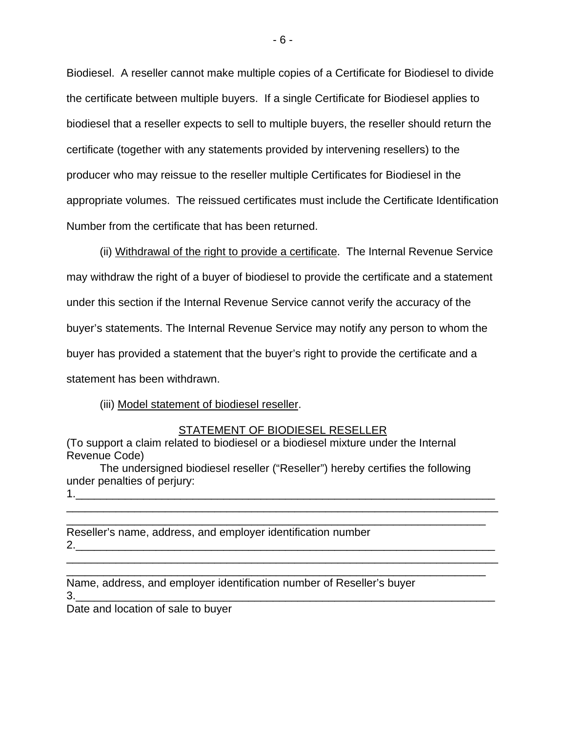Biodiesel. A reseller cannot make multiple copies of a Certificate for Biodiesel to divide the certificate between multiple buyers. If a single Certificate for Biodiesel applies to biodiesel that a reseller expects to sell to multiple buyers, the reseller should return the certificate (together with any statements provided by intervening resellers) to the producer who may reissue to the reseller multiple Certificates for Biodiesel in the appropriate volumes. The reissued certificates must include the Certificate Identification Number from the certificate that has been returned.

(ii) Withdrawal of the right to provide a certificate. The Internal Revenue Service may withdraw the right of a buyer of biodiesel to provide the certificate and a statement under this section if the Internal Revenue Service cannot verify the accuracy of the buyer's statements. The Internal Revenue Service may notify any person to whom the buyer has provided a statement that the buyer's right to provide the certificate and a statement has been withdrawn.

(iii) Model statement of biodiesel reseller.

STATEMENT OF BIODIESEL RESELLER

(To support a claim related to biodiesel or a biodiesel mixture under the Internal Revenue Code)

The undersigned biodiesel reseller ("Reseller") hereby certifies the following under penalties of perjury:

1.________________________________________________________________________
__________________________________________________________________________
________________________________________________________________________

Reseller's name, address, and employer identification number

2.________________________________________________________________________
__________________________________________________________________________
________________________________________________________________________

Name, address, and employer identification number of Reseller's buyer

3.________________________________________________________________________

Date and location of sale to buyer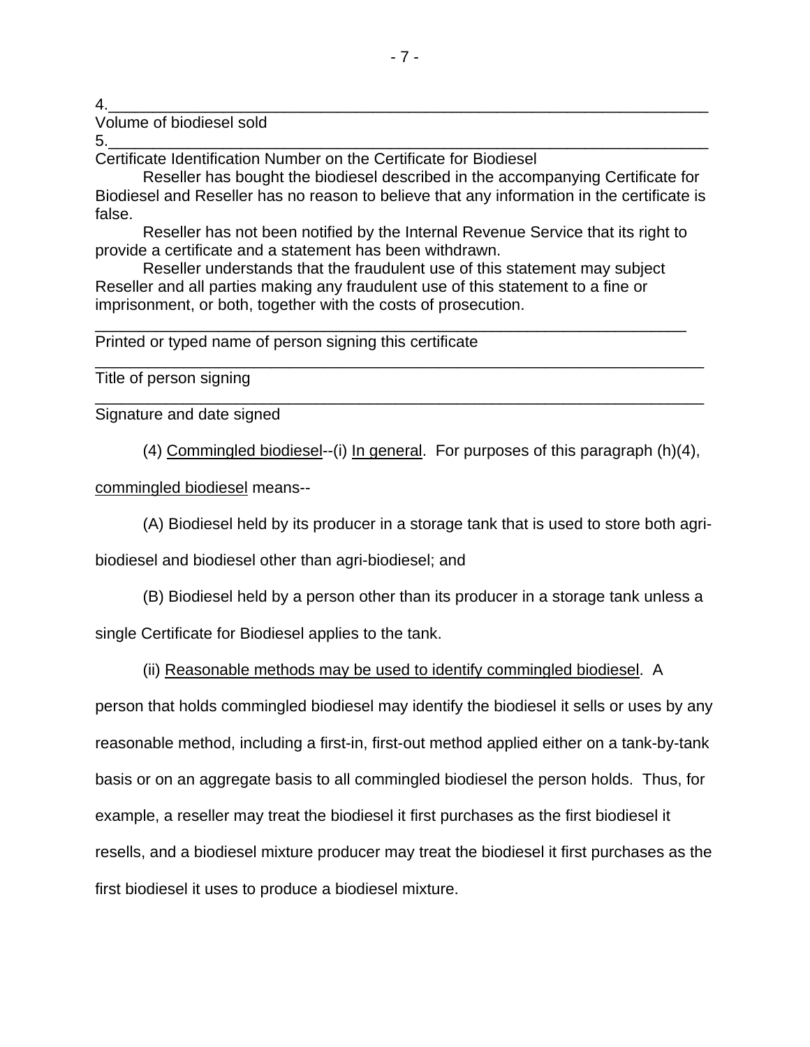4.________________________________________________________________

Volume of biodiesel sold

5.________________________________________________________________

Certificate Identification Number on the Certificate for Biodiesel

Reseller has bought the biodiesel described in the accompanying Certificate for Biodiesel and Reseller has no reason to believe that any information in the certificate is false.

Reseller has not been notified by the Internal Revenue Service that its right to provide a certificate and a statement has been withdrawn.

Reseller understands that the fraudulent use of this statement may subject Reseller and all parties making any fraudulent use of this statement to a fine or imprisonment, or both, together with the costs of prosecution.

________________________________________________________________

Printed or typed name of person signing this certificate

________________________________________________________________

Title of person signing

________________________________________________________________

Signature and date signed

(4) Commingled biodiesel--(i) In general. For purposes of this paragraph (h)(4), commingled biodiesel means--

(A) Biodiesel held by its producer in a storage tank that is used to store both agri-biodiesel and biodiesel other than agri-biodiesel; and

(B) Biodiesel held by a person other than its producer in a storage tank unless a single Certificate for Biodiesel applies to the tank.

(ii) Reasonable methods may be used to identify commingled biodiesel. A person that holds commingled biodiesel may identify the biodiesel it sells or uses by any reasonable method, including a first-in, first-out method applied either on a tank-by-tank basis or on an aggregate basis to all commingled biodiesel the person holds. Thus, for example, a reseller may treat the biodiesel it first purchases as the first biodiesel it resells, and a biodiesel mixture producer may treat the biodiesel it first purchases as the first biodiesel it uses to produce a biodiesel mixture.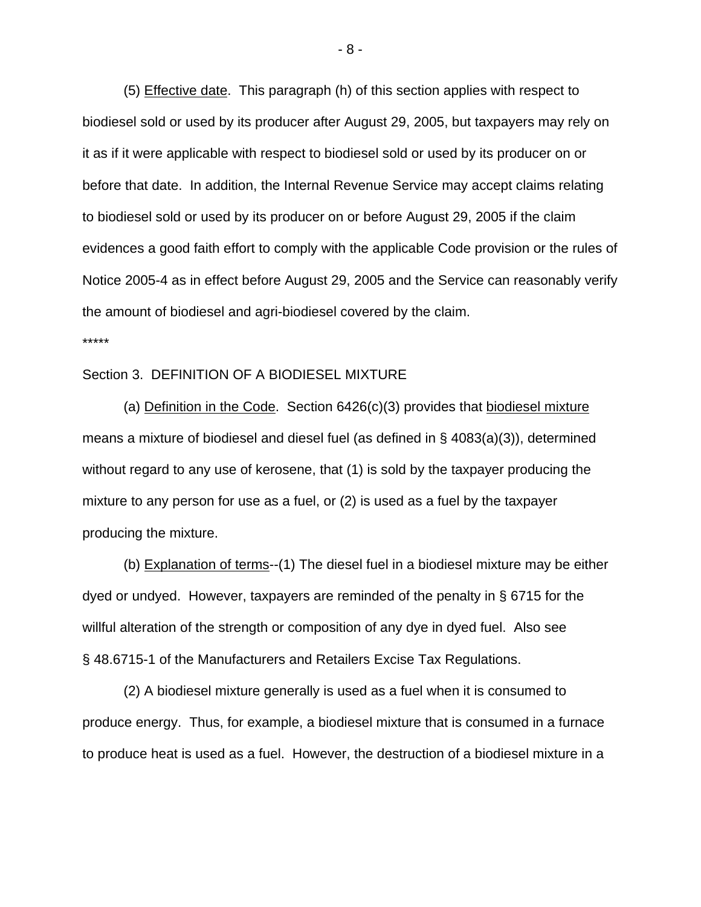(5) Effective date. This paragraph (h) of this section applies with respect to biodiesel sold or used by its producer after August 29, 2005, but taxpayers may rely on it as if it were applicable with respect to biodiesel sold or used by its producer on or before that date. In addition, the Internal Revenue Service may accept claims relating to biodiesel sold or used by its producer on or before August 29, 2005 if the claim evidences a good faith effort to comply with the applicable Code provision or the rules of Notice 2005-4 as in effect before August 29, 2005 and the Service can reasonably verify the amount of biodiesel and agri-biodiesel covered by the claim.

*****

Section 3. DEFINITION OF A BIODIESEL MIXTURE

(a) Definition in the Code. Section 6426(c)(3) provides that biodiesel mixture means a mixture of biodiesel and diesel fuel (as defined in § 4083(a)(3)), determined without regard to any use of kerosene, that (1) is sold by the taxpayer producing the mixture to any person for use as a fuel, or (2) is used as a fuel by the taxpayer producing the mixture.

(b) Explanation of terms--(1) The diesel fuel in a biodiesel mixture may be either dyed or undyed. However, taxpayers are reminded of the penalty in § 6715 for the willful alteration of the strength or composition of any dye in dyed fuel. Also see § 48.6715-1 of the Manufacturers and Retailers Excise Tax Regulations.

(2) A biodiesel mixture generally is used as a fuel when it is consumed to produce energy. Thus, for example, a biodiesel mixture that is consumed in a furnace to produce heat is used as a fuel. However, the destruction of a biodiesel mixture in a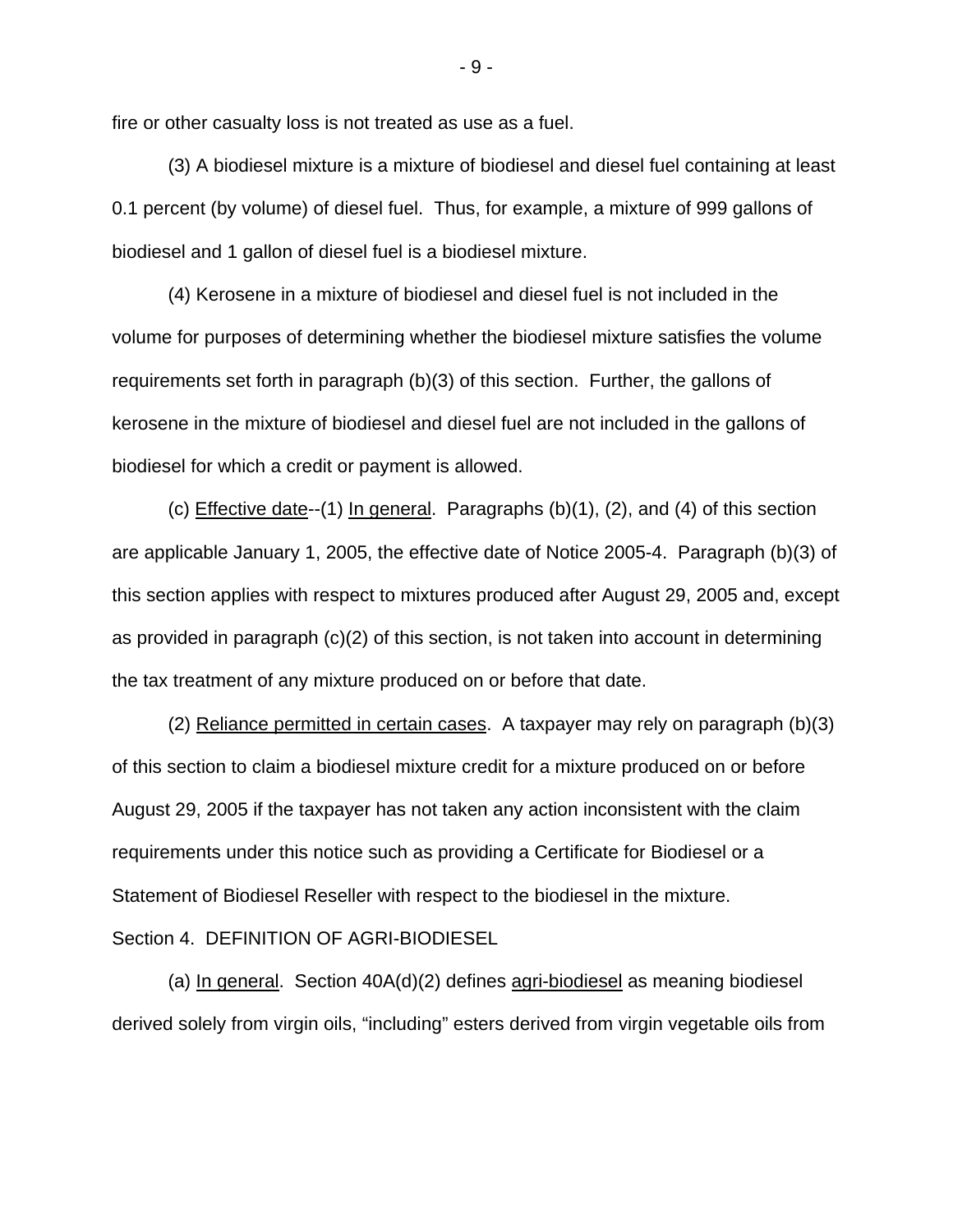fire or other casualty loss is not treated as use as a fuel.

(3) A biodiesel mixture is a mixture of biodiesel and diesel fuel containing at least 0.1 percent (by volume) of diesel fuel. Thus, for example, a mixture of 999 gallons of biodiesel and 1 gallon of diesel fuel is a biodiesel mixture.

(4) Kerosene in a mixture of biodiesel and diesel fuel is not included in the volume for purposes of determining whether the biodiesel mixture satisfies the volume requirements set forth in paragraph (b)(3) of this section. Further, the gallons of kerosene in the mixture of biodiesel and diesel fuel are not included in the gallons of biodiesel for which a credit or payment is allowed.

(c) Effective date--(1) In general. Paragraphs (b)(1), (2), and (4) of this section are applicable January 1, 2005, the effective date of Notice 2005-4. Paragraph (b)(3) of this section applies with respect to mixtures produced after August 29, 2005 and, except as provided in paragraph (c)(2) of this section, is not taken into account in determining the tax treatment of any mixture produced on or before that date.

(2) Reliance permitted in certain cases. A taxpayer may rely on paragraph (b)(3) of this section to claim a biodiesel mixture credit for a mixture produced on or before August 29, 2005 if the taxpayer has not taken any action inconsistent with the claim requirements under this notice such as providing a Certificate for Biodiesel or a Statement of Biodiesel Reseller with respect to the biodiesel in the mixture.

Section 4. DEFINITION OF AGRI-BIODIESEL

(a) In general. Section 40A(d)(2) defines agri-biodiesel as meaning biodiesel derived solely from virgin oils, “including” esters derived from virgin vegetable oils from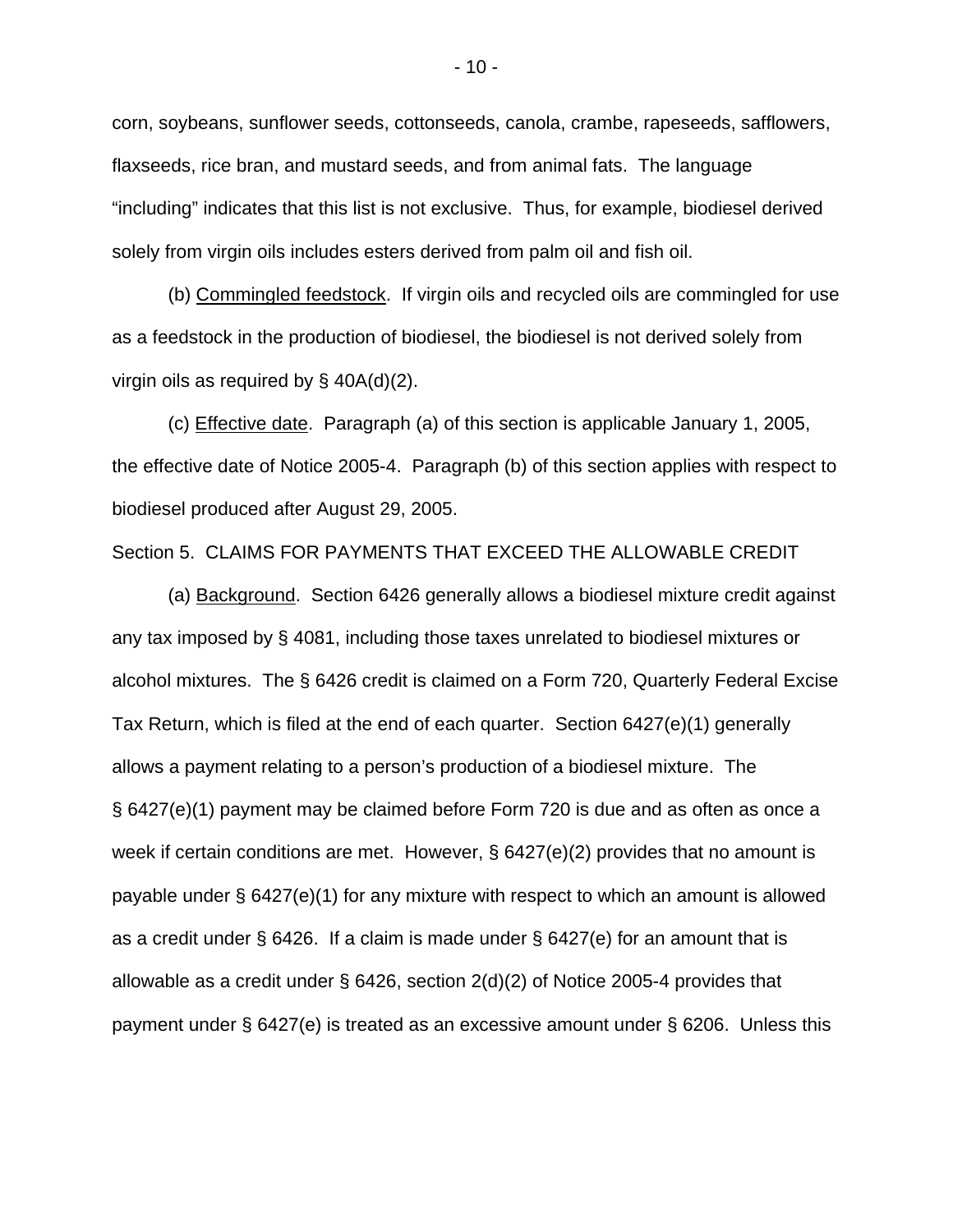corn, soybeans, sunflower seeds, cottonseeds, canola, crambe, rapeseeds, safflowers, flaxseeds, rice bran, and mustard seeds, and from animal fats. The language "including" indicates that this list is not exclusive. Thus, for example, biodiesel derived solely from virgin oils includes esters derived from palm oil and fish oil.

(b) Commingled feedstock. If virgin oils and recycled oils are commingled for use as a feedstock in the production of biodiesel, the biodiesel is not derived solely from virgin oils as required by § 40A(d)(2).

(c) Effective date. Paragraph (a) of this section is applicable January 1, 2005, the effective date of Notice 2005-4. Paragraph (b) of this section applies with respect to biodiesel produced after August 29, 2005.

Section 5. CLAIMS FOR PAYMENTS THAT EXCEED THE ALLOWABLE CREDIT

(a) Background. Section 6426 generally allows a biodiesel mixture credit against any tax imposed by § 4081, including those taxes unrelated to biodiesel mixtures or alcohol mixtures. The § 6426 credit is claimed on a Form 720, Quarterly Federal Excise Tax Return, which is filed at the end of each quarter. Section 6427(e)(1) generally allows a payment relating to a person's production of a biodiesel mixture. The § 6427(e)(1) payment may be claimed before Form 720 is due and as often as once a week if certain conditions are met. However, § 6427(e)(2) provides that no amount is payable under § 6427(e)(1) for any mixture with respect to which an amount is allowed as a credit under § 6426. If a claim is made under § 6427(e) for an amount that is allowable as a credit under § 6426, section 2(d)(2) of Notice 2005-4 provides that payment under § 6427(e) is treated as an excessive amount under § 6206. Unless this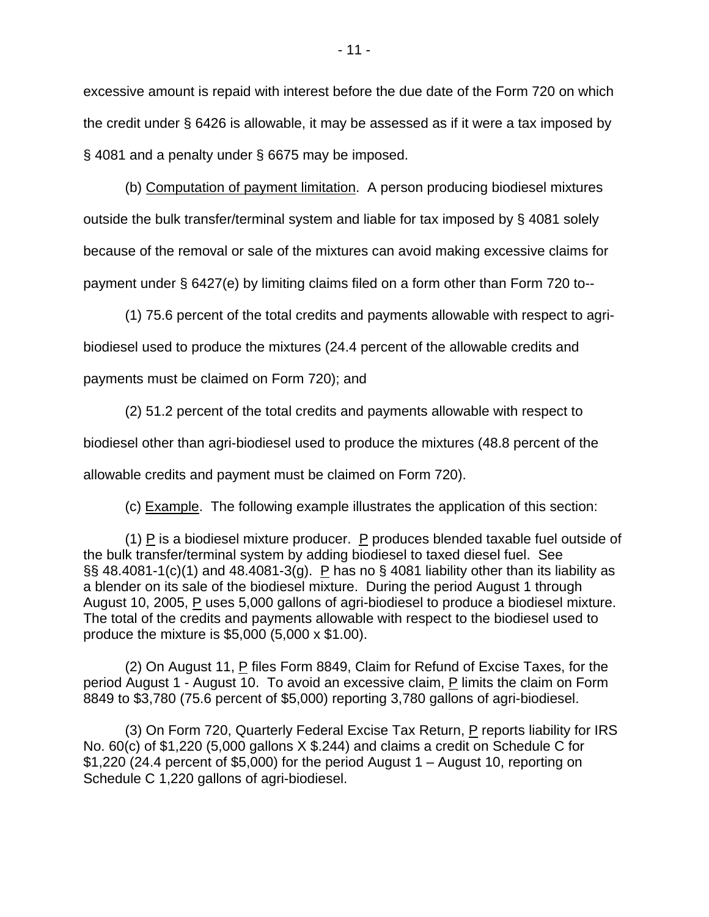excessive amount is repaid with interest before the due date of the Form 720 on which the credit under § 6426 is allowable, it may be assessed as if it were a tax imposed by § 4081 and a penalty under § 6675 may be imposed.

(b) Computation of payment limitation. A person producing biodiesel mixtures outside the bulk transfer/terminal system and liable for tax imposed by § 4081 solely because of the removal or sale of the mixtures can avoid making excessive claims for payment under § 6427(e) by limiting claims filed on a form other than Form 720 to--

(1) 75.6 percent of the total credits and payments allowable with respect to agri-biodiesel used to produce the mixtures (24.4 percent of the allowable credits and payments must be claimed on Form 720); and

(2) 51.2 percent of the total credits and payments allowable with respect to biodiesel other than agri-biodiesel used to produce the mixtures (48.8 percent of the allowable credits and payment must be claimed on Form 720).

(c) Example. The following example illustrates the application of this section:

(1) P is a biodiesel mixture producer. P produces blended taxable fuel outside of the bulk transfer/terminal system by adding biodiesel to taxed diesel fuel. See §§ 48.4081-1(c)(1) and 48.4081-3(g). P has no § 4081 liability other than its liability as a blender on its sale of the biodiesel mixture. During the period August 1 through August 10, 2005, P uses 5,000 gallons of agri-biodiesel to produce a biodiesel mixture. The total of the credits and payments allowable with respect to the biodiesel used to produce the mixture is $5,000 (5,000 x $1.00).

(2) On August 11, P files Form 8849, Claim for Refund of Excise Taxes, for the period August 1 - August 10. To avoid an excessive claim, P limits the claim on Form 8849 to $3,780 (75.6 percent of $5,000) reporting 3,780 gallons of agri-biodiesel.

(3) On Form 720, Quarterly Federal Excise Tax Return, P reports liability for IRS No. 60(c) of $1,220 (5,000 gallons X $.244) and claims a credit on Schedule C for $1,220 (24.4 percent of $5,000) for the period August 1 – August 10, reporting on Schedule C 1,220 gallons of agri-biodiesel.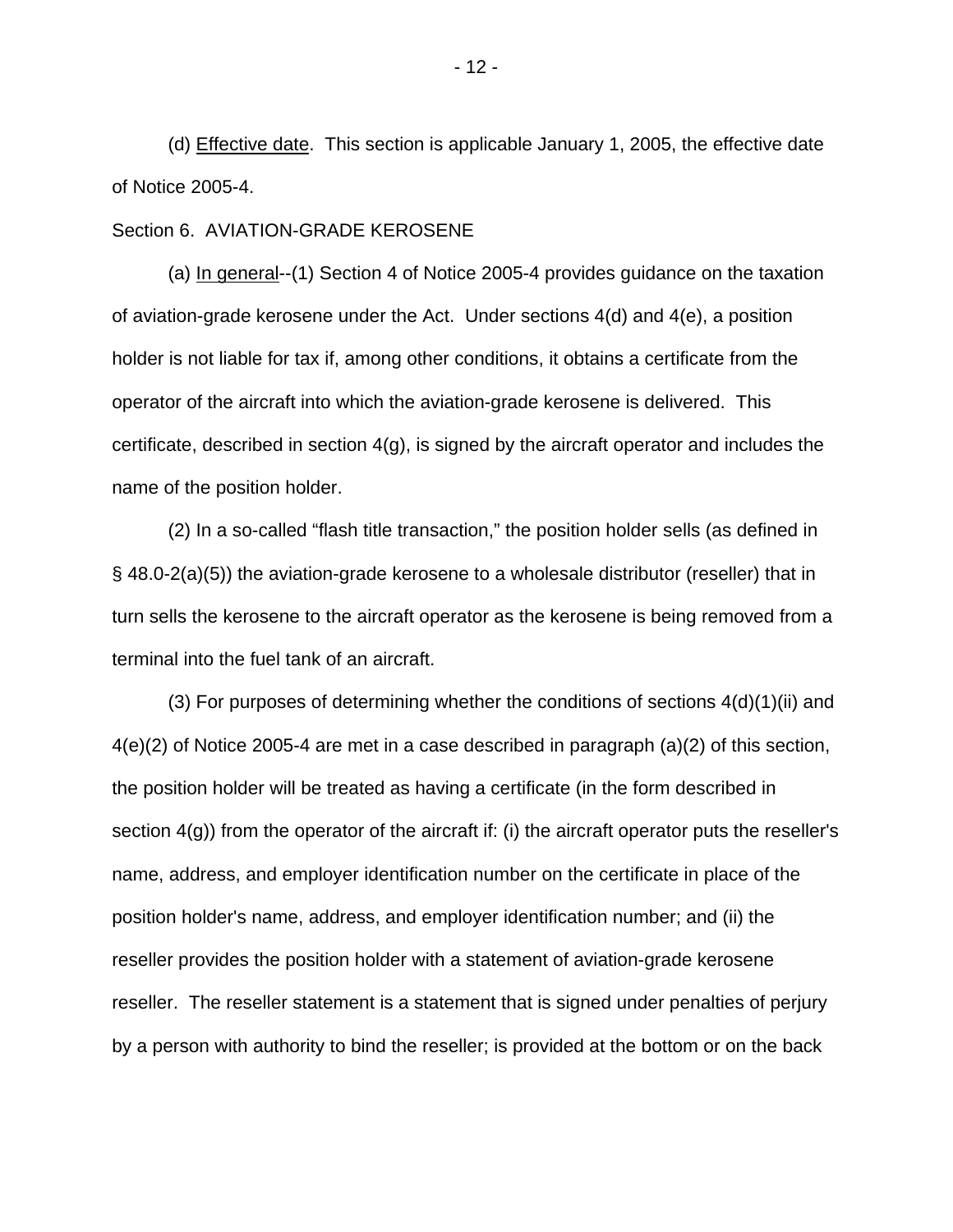(d) Effective date. This section is applicable January 1, 2005, the effective date of Notice 2005-4.

Section 6. AVIATION-GRADE KEROSENE

(a) In general--(1) Section 4 of Notice 2005-4 provides guidance on the taxation of aviation-grade kerosene under the Act. Under sections 4(d) and 4(e), a position holder is not liable for tax if, among other conditions, it obtains a certificate from the operator of the aircraft into which the aviation-grade kerosene is delivered. This certificate, described in section 4(g), is signed by the aircraft operator and includes the name of the position holder.

(2) In a so-called "flash title transaction," the position holder sells (as defined in § 48.0-2(a)(5)) the aviation-grade kerosene to a wholesale distributor (reseller) that in turn sells the kerosene to the aircraft operator as the kerosene is being removed from a terminal into the fuel tank of an aircraft.

(3) For purposes of determining whether the conditions of sections 4(d)(1)(ii) and 4(e)(2) of Notice 2005-4 are met in a case described in paragraph (a)(2) of this section, the position holder will be treated as having a certificate (in the form described in section 4(g)) from the operator of the aircraft if: (i) the aircraft operator puts the reseller's name, address, and employer identification number on the certificate in place of the position holder's name, address, and employer identification number; and (ii) the reseller provides the position holder with a statement of aviation-grade kerosene reseller. The reseller statement is a statement that is signed under penalties of perjury by a person with authority to bind the reseller; is provided at the bottom or on the back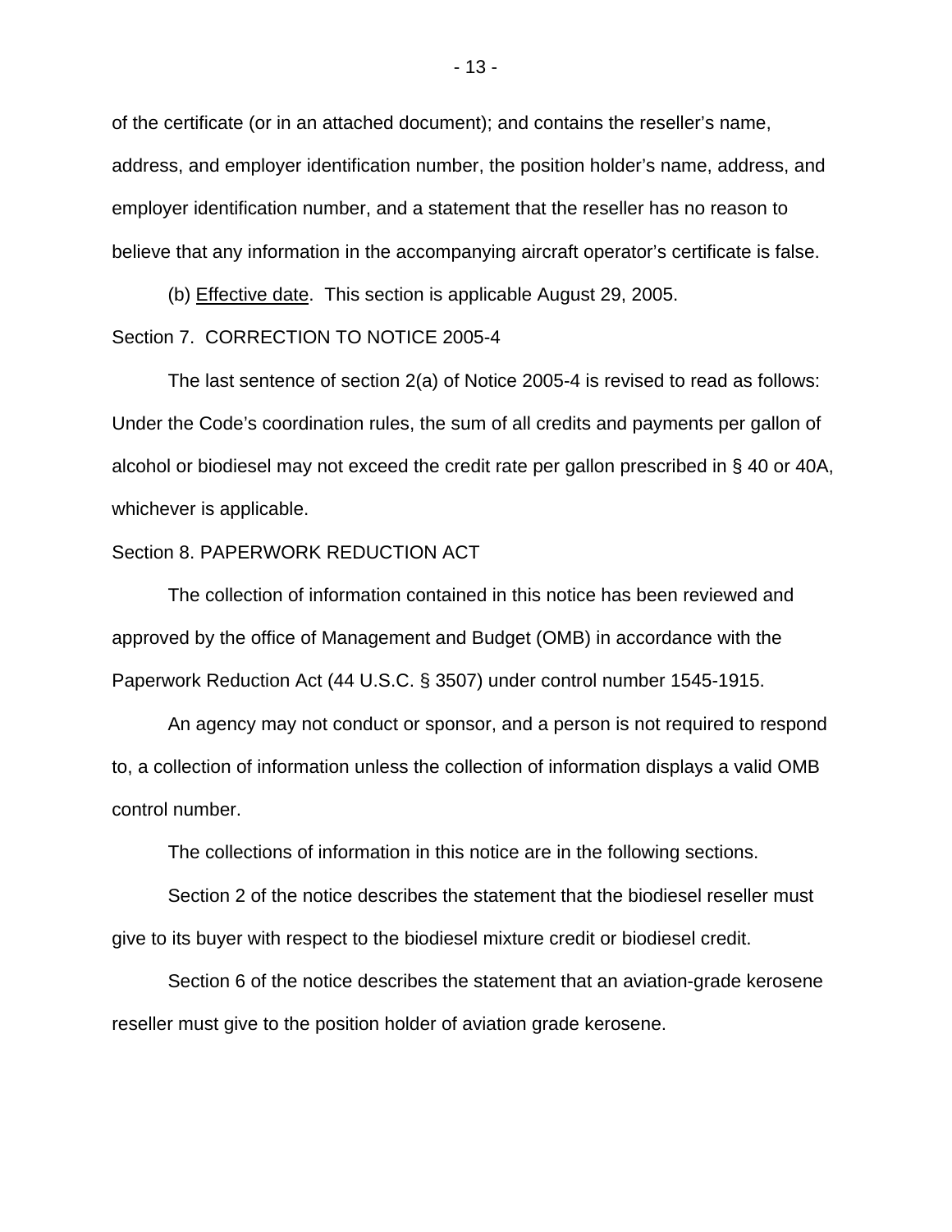of the certificate (or in an attached document); and contains the reseller's name, address, and employer identification number, the position holder's name, address, and employer identification number, and a statement that the reseller has no reason to believe that any information in the accompanying aircraft operator's certificate is false.

(b) Effective date. This section is applicable August 29, 2005.

Section 7. CORRECTION TO NOTICE 2005-4

The last sentence of section 2(a) of Notice 2005-4 is revised to read as follows: Under the Code's coordination rules, the sum of all credits and payments per gallon of alcohol or biodiesel may not exceed the credit rate per gallon prescribed in § 40 or 40A, whichever is applicable.

Section 8. PAPERWORK REDUCTION ACT

The collection of information contained in this notice has been reviewed and approved by the office of Management and Budget (OMB) in accordance with the Paperwork Reduction Act (44 U.S.C. § 3507) under control number 1545-1915.

An agency may not conduct or sponsor, and a person is not required to respond to, a collection of information unless the collection of information displays a valid OMB control number.

The collections of information in this notice are in the following sections.

Section 2 of the notice describes the statement that the biodiesel reseller must give to its buyer with respect to the biodiesel mixture credit or biodiesel credit.

Section 6 of the notice describes the statement that an aviation-grade kerosene reseller must give to the position holder of aviation grade kerosene.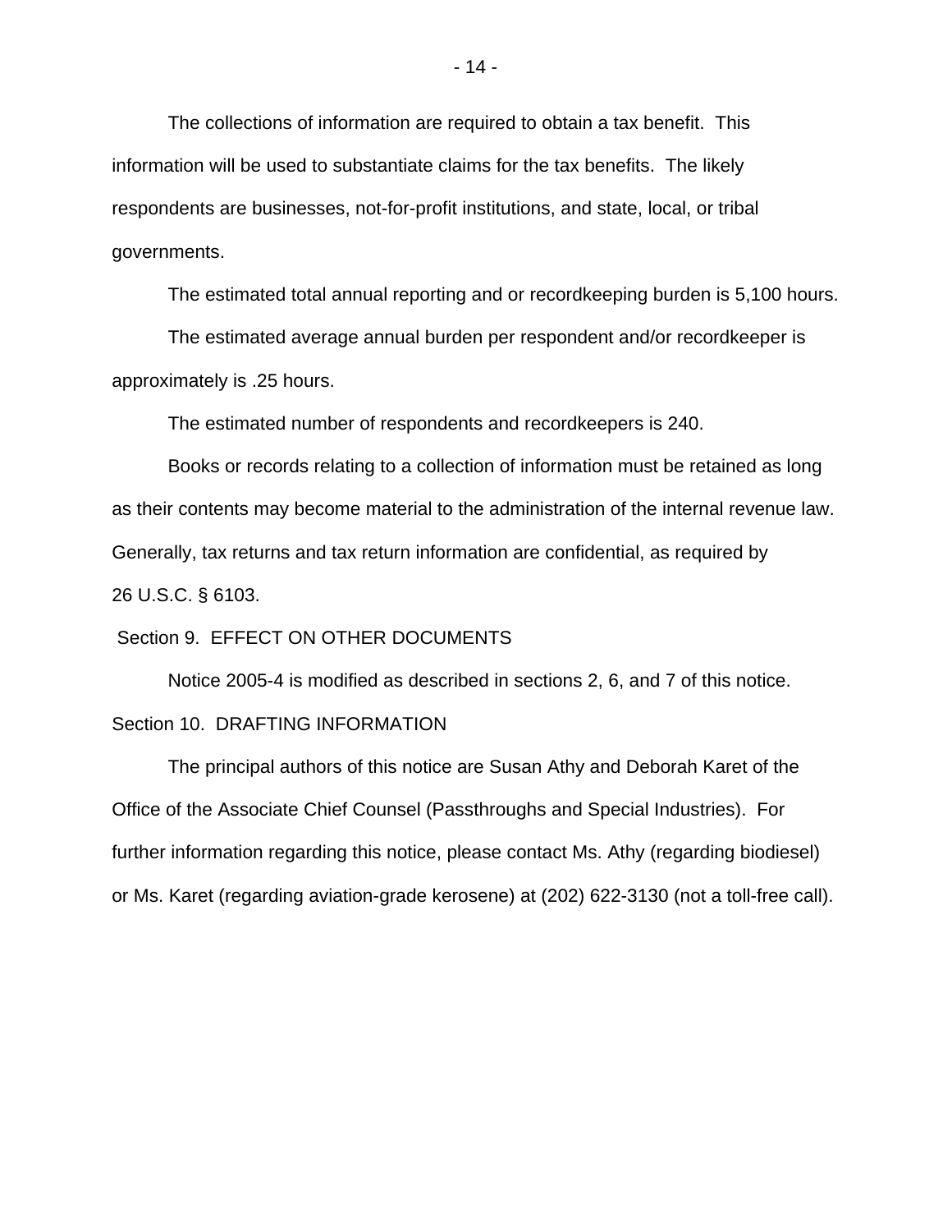The collections of information are required to obtain a tax benefit. This information will be used to substantiate claims for the tax benefits. The likely respondents are businesses, not-for-profit institutions, and state, local, or tribal governments.

The estimated total annual reporting and or recordkeeping burden is 5,100 hours.

The estimated average annual burden per respondent and/or recordkeeper is approximately is .25 hours.

The estimated number of respondents and recordkeepers is 240.

Books or records relating to a collection of information must be retained as long as their contents may become material to the administration of the internal revenue law. Generally, tax returns and tax return information are confidential, as required by 26 U.S.C. § 6103.

## Section 9. EFFECT ON OTHER DOCUMENTS

Notice 2005-4 is modified as described in sections 2, 6, and 7 of this notice.

## Section 10. DRAFTING INFORMATION

The principal authors of this notice are Susan Athy and Deborah Karet of the Office of the Associate Chief Counsel (Passthroughs and Special Industries). For further information regarding this notice, please contact Ms. Athy (regarding biodiesel) or Ms. Karet (regarding aviation-grade kerosene) at (202) 622-3130 (not a toll-free call).